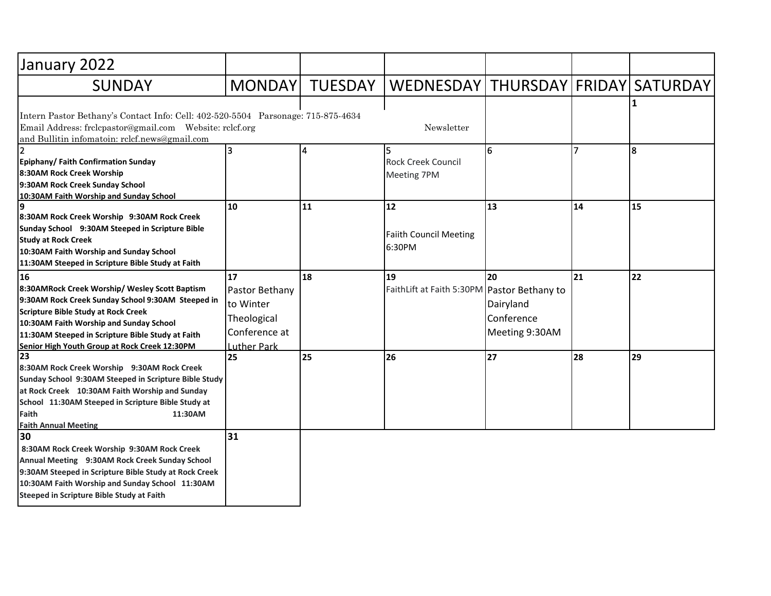# January 2022

| SUNDAY | MONDAY | TUESDAY | WEDNESDAY | THURSDAY | FRIDAY | SATURDAY |
|---|---|---|---|---|---|---|
| Intern Pastor Bethany's Contact Info: Cell: 402-520-5504 Parsonage: 715-875-4634 Email Address: frclcpastor@gmail.com Website: rclcf.org Newsletter and Bullitin infomatoin: rclcf.news@gmail.com | | | | | | **1** |
| **2** **Epiphany/ Faith Confirmation Sunday** **8:30AM Rock Creek Worship** **9:30AM Rock Creek Sunday School** **10:30AM Faith Worship and Sunday School** | 3 | 4 | 5 Rock Creek Council Meeting 7PM | 6 | 7 | 8 |
| **9** **8:30AM Rock Creek Worship 9:30AM Rock Creek Sunday School 9:30AM Steeped in Scripture Bible Study at Rock Creek** **10:30AM Faith Worship and Sunday School** **11:30AM Steeped in Scripture Bible Study at Faith** | **10** | **11** | **12** Faiith Council Meeting 6:30PM | **13** | **14** | **15** |
| **16** **8:30AMRock Creek Worship/ Wesley Scott Baptism** **9:30AM Rock Creek Sunday School 9:30AM Steeped in Scripture Bible Study at Rock Creek** **10:30AM Faith Worship and Sunday School** **11:30AM Steeped in Scripture Bible Study at Faith** **Senior High Youth Group at Rock Creek 12:30PM** | **17** Pastor Bethany to Winter Theological Conference at Luther Park | **18** | **19** FaithLift at Faith 5:30PM | **20** Pastor Bethany to Dairyland Conference Meeting 9:30AM | **21** | **22** |
| **23** **8:30AM Rock Creek Worship 9:30AM Rock Creek Sunday School 9:30AM Steeped in Scripture Bible Study at Rock Creek 10:30AM Faith Worship and Sunday School 11:30AM Steeped in Scripture Bible Study at Faith 11:30AM Faith Annual Meeting** | **25** | **25** | **26** | **27** | **28** | **29** |
| **30** **8:30AM Rock Creek Worship 9:30AM Rock Creek Annual Meeting 9:30AM Rock Creek Sunday School** **9:30AM Steeped in Scripture Bible Study at Rock Creek** **10:30AM Faith Worship and Sunday School 11:30AM Steeped in Scripture Bible Study at Faith** | **31** | | | | | |